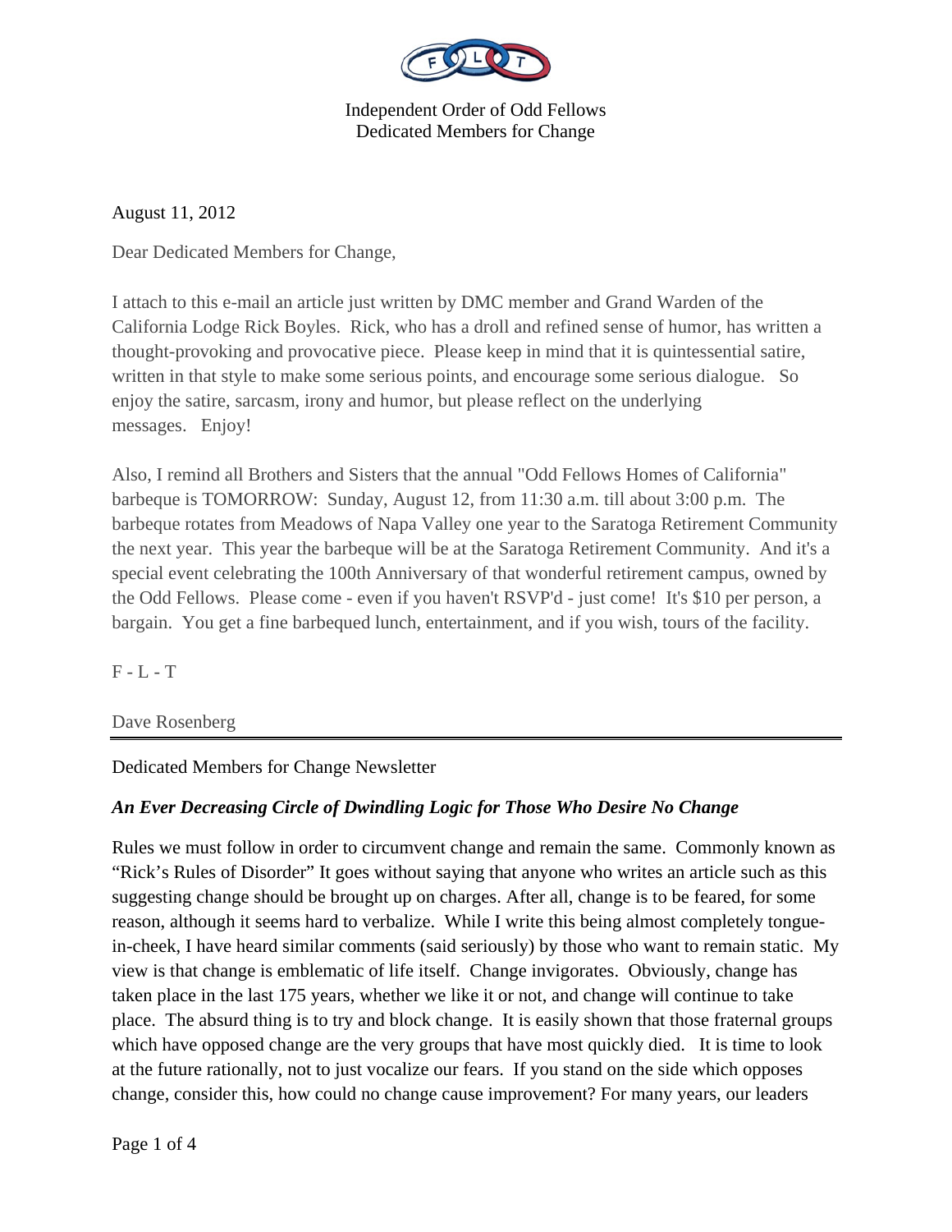Independent Order of Odd Fellows
Dedicated Members for Change

August 11, 2012

Dear Dedicated Members for Change,

I attach to this e-mail an article just written by DMC member and Grand Warden of the California Lodge Rick Boyles. Rick, who has a droll and refined sense of humor, has written a thought-provoking and provocative piece. Please keep in mind that it is quintessential satire, written in that style to make some serious points, and encourage some serious dialogue. So enjoy the satire, sarcasm, irony and humor, but please reflect on the underlying messages. Enjoy!

Also, I remind all Brothers and Sisters that the annual "Odd Fellows Homes of California" barbeque is TOMORROW: Sunday, August 12, from 11:30 a.m. till about 3:00 p.m. The barbeque rotates from Meadows of Napa Valley one year to the Saratoga Retirement Community the next year. This year the barbeque will be at the Saratoga Retirement Community. And it's a special event celebrating the 100th Anniversary of that wonderful retirement campus, owned by the Odd Fellows. Please come - even if you haven't RSVP'd - just come! It's $10 per person, a bargain. You get a fine barbequed lunch, entertainment, and if you wish, tours of the facility.

F - L - T

Dave Rosenberg

---

Dedicated Members for Change Newsletter

***An Ever Decreasing Circle of Dwindling Logic for Those Who Desire No Change***

Rules we must follow in order to circumvent change and remain the same. Commonly known as "Rick's Rules of Disorder" It goes without saying that anyone who writes an article such as this suggesting change should be brought up on charges. After all, change is to be feared, for some reason, although it seems hard to verbalize. While I write this being almost completely tongue-in-cheek, I have heard similar comments (said seriously) by those who want to remain static. My view is that change is emblematic of life itself. Change invigorates. Obviously, change has taken place in the last 175 years, whether we like it or not, and change will continue to take place. The absurd thing is to try and block change. It is easily shown that those fraternal groups which have opposed change are the very groups that have most quickly died. It is time to look at the future rationally, not to just vocalize our fears. If you stand on the side which opposes change, consider this, how could no change cause improvement? For many years, our leaders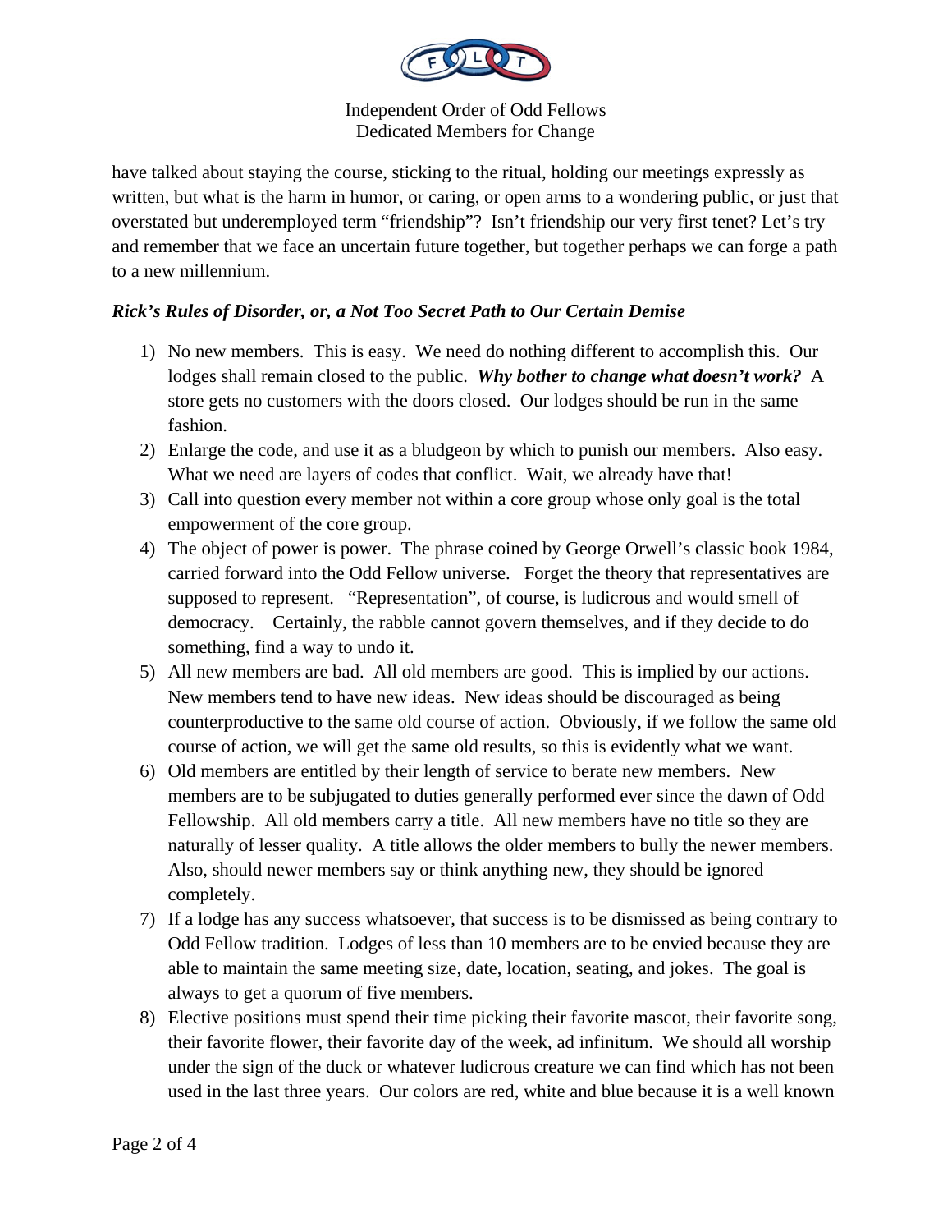have talked about staying the course, sticking to the ritual, holding our meetings expressly as written, but what is the harm in humor, or caring, or open arms to a wondering public, or just that overstated but underemployed term "friendship"? Isn't friendship our very first tenet? Let's try and remember that we face an uncertain future together, but together perhaps we can forge a path to a new millennium.

***Rick's Rules of Disorder, or, a Not Too Secret Path to Our Certain Demise***

1) No new members. This is easy. We need do nothing different to accomplish this. Our lodges shall remain closed to the public. ***Why bother to change what doesn't work?*** A store gets no customers with the doors closed. Our lodges should be run in the same fashion.
2) Enlarge the code, and use it as a bludgeon by which to punish our members. Also easy. What we need are layers of codes that conflict. Wait, we already have that!
3) Call into question every member not within a core group whose only goal is the total empowerment of the core group.
4) The object of power is power. The phrase coined by George Orwell's classic book 1984, carried forward into the Odd Fellow universe. Forget the theory that representatives are supposed to represent. "Representation", of course, is ludicrous and would smell of democracy. Certainly, the rabble cannot govern themselves, and if they decide to do something, find a way to undo it.
5) All new members are bad. All old members are good. This is implied by our actions. New members tend to have new ideas. New ideas should be discouraged as being counterproductive to the same old course of action. Obviously, if we follow the same old course of action, we will get the same old results, so this is evidently what we want.
6) Old members are entitled by their length of service to berate new members. New members are to be subjugated to duties generally performed ever since the dawn of Odd Fellowship. All old members carry a title. All new members have no title so they are naturally of lesser quality. A title allows the older members to bully the newer members. Also, should newer members say or think anything new, they should be ignored completely.
7) If a lodge has any success whatsoever, that success is to be dismissed as being contrary to Odd Fellow tradition. Lodges of less than 10 members are to be envied because they are able to maintain the same meeting size, date, location, seating, and jokes. The goal is always to get a quorum of five members.
8) Elective positions must spend their time picking their favorite mascot, their favorite song, their favorite flower, their favorite day of the week, ad infinitum. We should all worship under the sign of the duck or whatever ludicrous creature we can find which has not been used in the last three years. Our colors are red, white and blue because it is a well known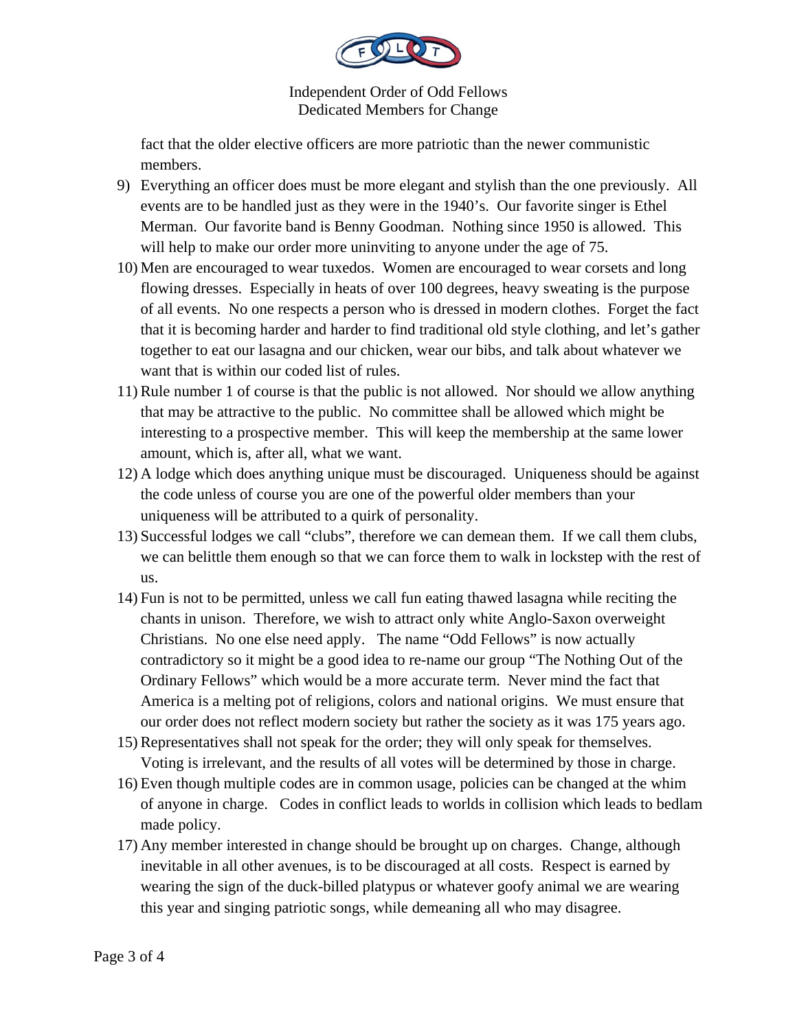fact that the older elective officers are more patriotic than the newer communistic members.

9) Everything an officer does must be more elegant and stylish than the one previously. All events are to be handled just as they were in the 1940's. Our favorite singer is Ethel Merman. Our favorite band is Benny Goodman. Nothing since 1950 is allowed. This will help to make our order more uninviting to anyone under the age of 75.
10) Men are encouraged to wear tuxedos. Women are encouraged to wear corsets and long flowing dresses. Especially in heats of over 100 degrees, heavy sweating is the purpose of all events. No one respects a person who is dressed in modern clothes. Forget the fact that it is becoming harder and harder to find traditional old style clothing, and let's gather together to eat our lasagna and our chicken, wear our bibs, and talk about whatever we want that is within our coded list of rules.
11) Rule number 1 of course is that the public is not allowed. Nor should we allow anything that may be attractive to the public. No committee shall be allowed which might be interesting to a prospective member. This will keep the membership at the same lower amount, which is, after all, what we want.
12) A lodge which does anything unique must be discouraged. Uniqueness should be against the code unless of course you are one of the powerful older members than your uniqueness will be attributed to a quirk of personality.
13) Successful lodges we call "clubs", therefore we can demean them. If we call them clubs, we can belittle them enough so that we can force them to walk in lockstep with the rest of us.
14) Fun is not to be permitted, unless we call fun eating thawed lasagna while reciting the chants in unison. Therefore, we wish to attract only white Anglo-Saxon overweight Christians. No one else need apply. The name "Odd Fellows" is now actually contradictory so it might be a good idea to re-name our group "The Nothing Out of the Ordinary Fellows" which would be a more accurate term. Never mind the fact that America is a melting pot of religions, colors and national origins. We must ensure that our order does not reflect modern society but rather the society as it was 175 years ago.
15) Representatives shall not speak for the order; they will only speak for themselves. Voting is irrelevant, and the results of all votes will be determined by those in charge.
16) Even though multiple codes are in common usage, policies can be changed at the whim of anyone in charge. Codes in conflict leads to worlds in collision which leads to bedlam made policy.
17) Any member interested in change should be brought up on charges. Change, although inevitable in all other avenues, is to be discouraged at all costs. Respect is earned by wearing the sign of the duck-billed platypus or whatever goofy animal we are wearing this year and singing patriotic songs, while demeaning all who may disagree.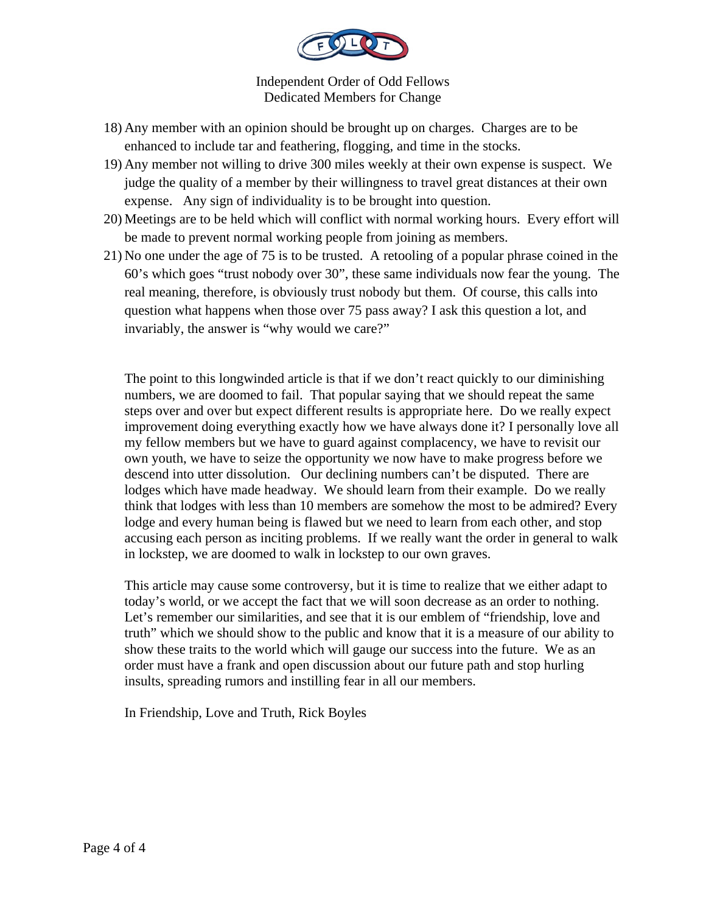Independent Order of Odd Fellows
Dedicated Members for Change

18) Any member with an opinion should be brought up on charges. Charges are to be enhanced to include tar and feathering, flogging, and time in the stocks.
19) Any member not willing to drive 300 miles weekly at their own expense is suspect. We judge the quality of a member by their willingness to travel great distances at their own expense. Any sign of individuality is to be brought into question.
20) Meetings are to be held which will conflict with normal working hours. Every effort will be made to prevent normal working people from joining as members.
21) No one under the age of 75 is to be trusted. A retooling of a popular phrase coined in the 60's which goes "trust nobody over 30", these same individuals now fear the young. The real meaning, therefore, is obviously trust nobody but them. Of course, this calls into question what happens when those over 75 pass away? I ask this question a lot, and invariably, the answer is "why would we care?"

The point to this longwinded article is that if we don't react quickly to our diminishing numbers, we are doomed to fail. That popular saying that we should repeat the same steps over and over but expect different results is appropriate here. Do we really expect improvement doing everything exactly how we have always done it? I personally love all my fellow members but we have to guard against complacency, we have to revisit our own youth, we have to seize the opportunity we now have to make progress before we descend into utter dissolution. Our declining numbers can't be disputed. There are lodges which have made headway. We should learn from their example. Do we really think that lodges with less than 10 members are somehow the most to be admired? Every lodge and every human being is flawed but we need to learn from each other, and stop accusing each person as inciting problems. If we really want the order in general to walk in lockstep, we are doomed to walk in lockstep to our own graves.

This article may cause some controversy, but it is time to realize that we either adapt to today's world, or we accept the fact that we will soon decrease as an order to nothing. Let's remember our similarities, and see that it is our emblem of "friendship, love and truth" which we should show to the public and know that it is a measure of our ability to show these traits to the world which will gauge our success into the future. We as an order must have a frank and open discussion about our future path and stop hurling insults, spreading rumors and instilling fear in all our members.

In Friendship, Love and Truth, Rick Boyles